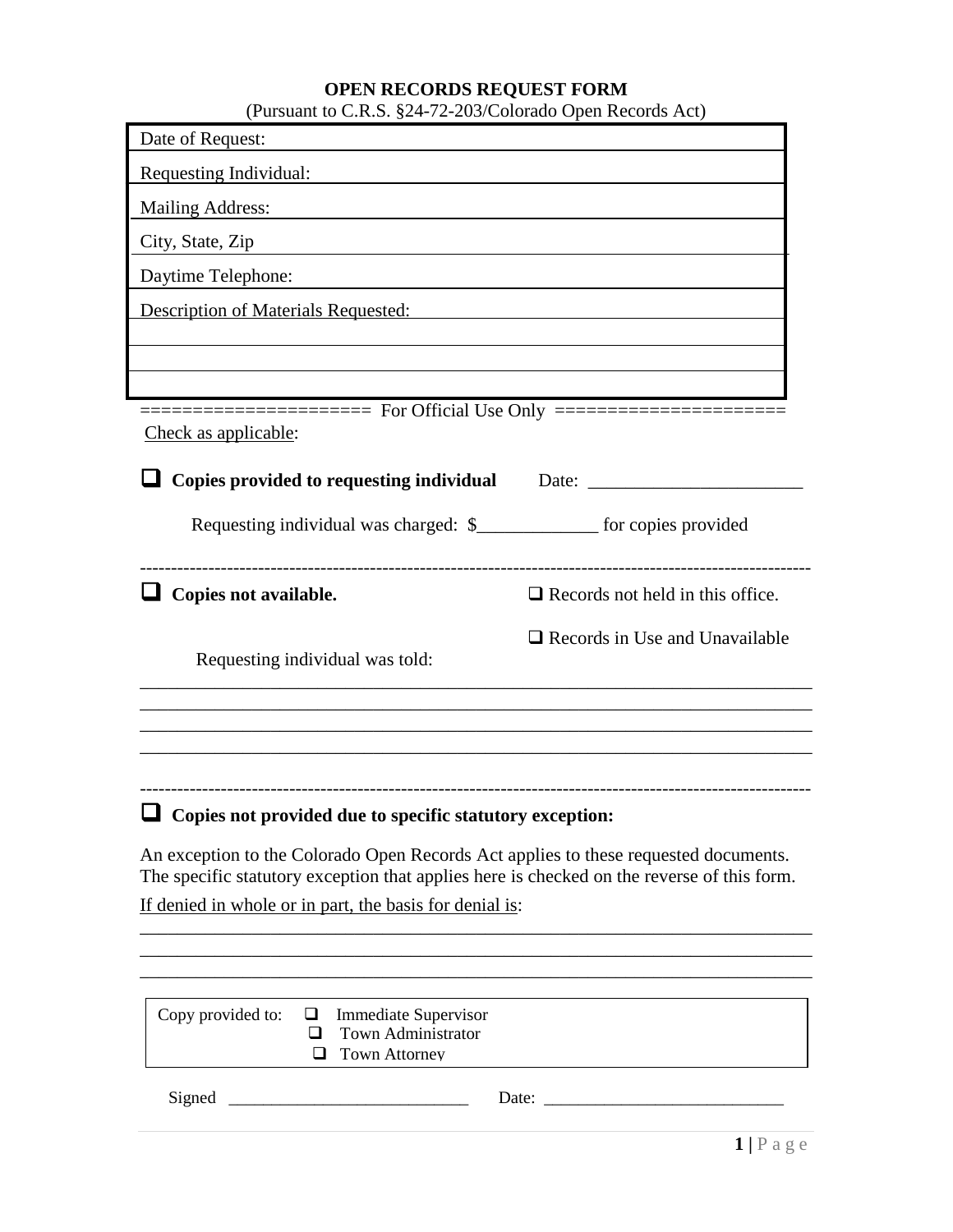**OPEN RECORDS REQUEST FORM**

(Pursuant to C.R.S. §24-72-203/Colorado Open Records Act)

| |
|---|
| Date of Request: |
| Requesting Individual: |
| Mailing Address: |
| City, State, Zip |
| Daytime Telephone: |
| Description of Materials Requested: |
| |
| |
| |

==================== For Official Use Only ====================

Check as applicable:

❑ **Copies provided to requesting individual** Date: ______________________

Requesting individual was charged: $____________ for copies provided

---

❑ **Copies not available.**

❑ Records not held in this office.

❑ Records in Use and Unavailable

Requesting individual was told:

______________________________________________________________________

______________________________________________________________________

______________________________________________________________________

______________________________________________________________________

---

❑ **Copies not provided due to specific statutory exception:**

An exception to the Colorado Open Records Act applies to these requested documents. The specific statutory exception that applies here is checked on the reverse of this form.

If denied in whole or in part, the basis for denial is:

______________________________________________________________________

______________________________________________________________________

______________________________________________________________________

| Copy provided to: | ❑ Immediate Supervisor<br>❑ Town Administrator<br>❑ Town Attorney |
|---|---|

Signed ___________________________ Date: ___________________________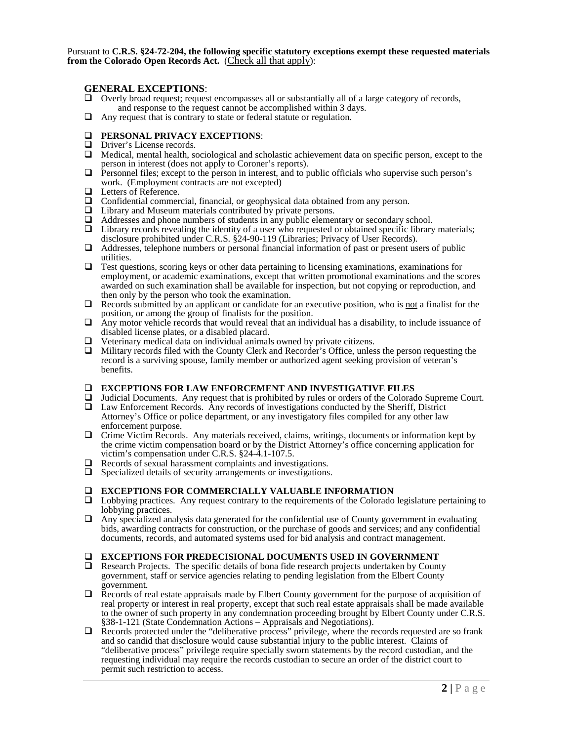Pursuant to **C.R.S. §24-72-204, the following specific statutory exceptions exempt these requested materials from the Colorado Open Records Act.** (Check all that apply):

**GENERAL EXCEPTIONS**:

- ☐ Overly broad request; request encompasses all or substantially all of a large category of records, and response to the request cannot be accomplished within 3 days.
- ☐ Any request that is contrary to state or federal statute or regulation.

☐ **PERSONAL PRIVACY EXCEPTIONS**:

- ☐ Driver's License records.
- ☐ Medical, mental health, sociological and scholastic achievement data on specific person, except to the person in interest (does not apply to Coroner's reports).
- ☐ Personnel files; except to the person in interest, and to public officials who supervise such person's work. (Employment contracts are not excepted)
- ☐ Letters of Reference.
- ☐ Confidential commercial, financial, or geophysical data obtained from any person.
- ☐ Library and Museum materials contributed by private persons.
- ☐ Addresses and phone numbers of students in any public elementary or secondary school.
- ☐ Library records revealing the identity of a user who requested or obtained specific library materials; disclosure prohibited under C.R.S. §24-90-119 (Libraries; Privacy of User Records).
- ☐ Addresses, telephone numbers or personal financial information of past or present users of public utilities.
- ☐ Test questions, scoring keys or other data pertaining to licensing examinations, examinations for employment, or academic examinations, except that written promotional examinations and the scores awarded on such examination shall be available for inspection, but not copying or reproduction, and then only by the person who took the examination.
- ☐ Records submitted by an applicant or candidate for an executive position, who is not a finalist for the position, or among the group of finalists for the position.
- ☐ Any motor vehicle records that would reveal that an individual has a disability, to include issuance of disabled license plates, or a disabled placard.
- ☐ Veterinary medical data on individual animals owned by private citizens.
- ☐ Military records filed with the County Clerk and Recorder's Office, unless the person requesting the record is a surviving spouse, family member or authorized agent seeking provision of veteran's benefits.

☐ **EXCEPTIONS FOR LAW ENFORCEMENT AND INVESTIGATIVE FILES**

- ☐ Judicial Documents. Any request that is prohibited by rules or orders of the Colorado Supreme Court.
- ☐ Law Enforcement Records. Any records of investigations conducted by the Sheriff, District Attorney's Office or police department, or any investigatory files compiled for any other law enforcement purpose.
- ☐ Crime Victim Records. Any materials received, claims, writings, documents or information kept by the crime victim compensation board or by the District Attorney's office concerning application for victim's compensation under C.R.S. §24-4.1-107.5.
- ☐ Records of sexual harassment complaints and investigations.
- ☐ Specialized details of security arrangements or investigations.

☐ **EXCEPTIONS FOR COMMERCIALLY VALUABLE INFORMATION**

- ☐ Lobbying practices. Any request contrary to the requirements of the Colorado legislature pertaining to lobbying practices.
- ☐ Any specialized analysis data generated for the confidential use of County government in evaluating bids, awarding contracts for construction, or the purchase of goods and services; and any confidential documents, records, and automated systems used for bid analysis and contract management.

☐ **EXCEPTIONS FOR PREDECISIONAL DOCUMENTS USED IN GOVERNMENT**

- ☐ Research Projects. The specific details of bona fide research projects undertaken by County government, staff or service agencies relating to pending legislation from the Elbert County government.
- ☐ Records of real estate appraisals made by Elbert County government for the purpose of acquisition of real property or interest in real property, except that such real estate appraisals shall be made available to the owner of such property in any condemnation proceeding brought by Elbert County under C.R.S. §38-1-121 (State Condemnation Actions – Appraisals and Negotiations).
- ☐ Records protected under the "deliberative process" privilege, where the records requested are so frank and so candid that disclosure would cause substantial injury to the public interest. Claims of "deliberative process" privilege require specially sworn statements by the record custodian, and the requesting individual may require the records custodian to secure an order of the district court to permit such restriction to access.